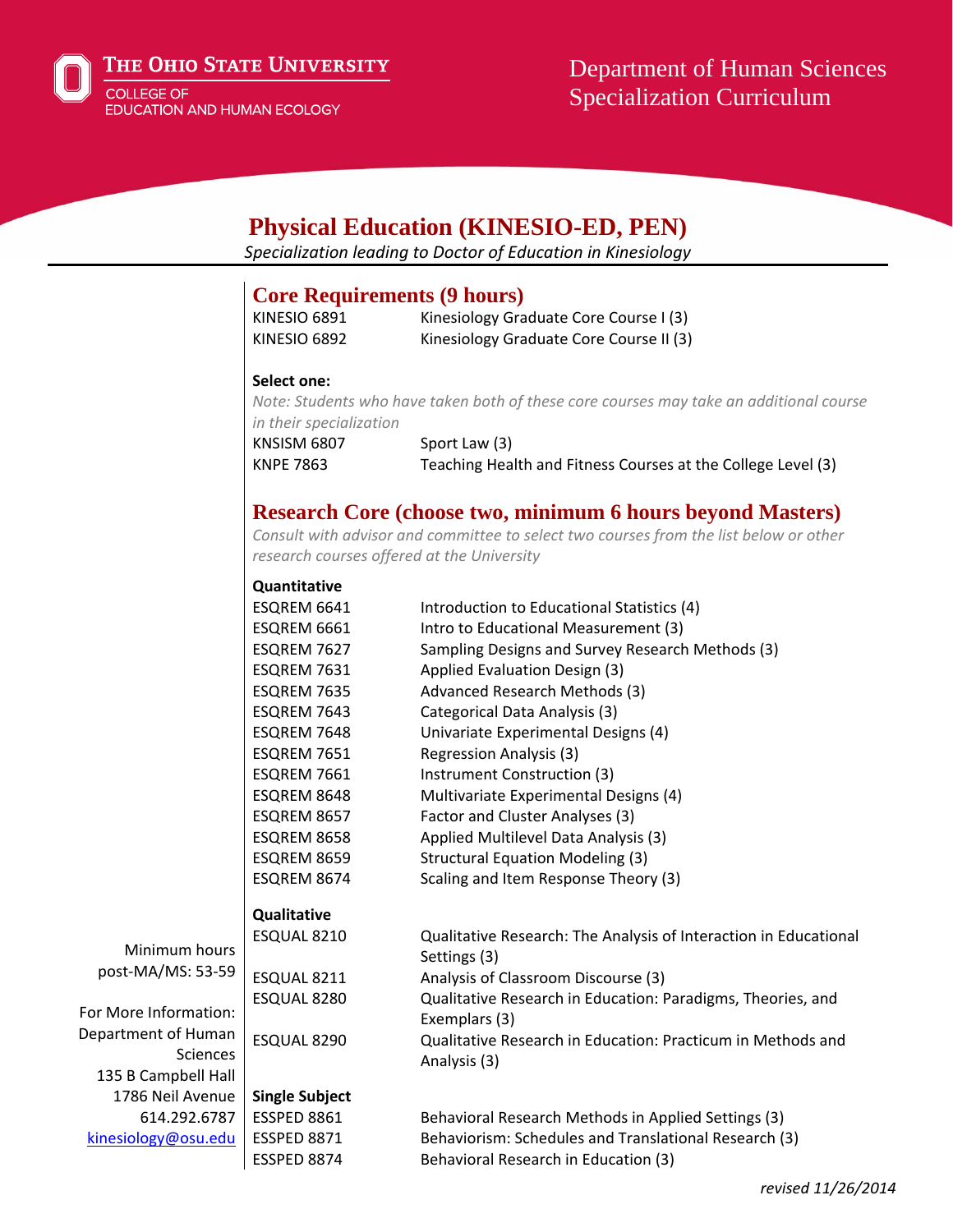The Ohio State University
College of Education and Human Ecology

Department of Human Sciences
Specialization Curriculum

# Physical Education (KINESIO-ED, PEN)

*Specialization leading to Doctor of Education in Kinesiology*

## Core Requirements (9 hours)

| | |
|---|---|
| KINESIO 6891 | Kinesiology Graduate Core Course I (3) |
| KINESIO 6892 | Kinesiology Graduate Core Course II (3) |

**Select one:**

*Note: Students who have taken both of these core courses may take an additional course in their specialization*

| | |
|---|---|
| KNSISM 6807 | Sport Law (3) |
| KNPE 7863 | Teaching Health and Fitness Courses at the College Level (3) |

## Research Core (choose two, minimum 6 hours beyond Masters)

*Consult with advisor and committee to select two courses from the list below or other research courses offered at the University*

**Quantitative**

| | |
|---|---|
| ESQREM 6641 | Introduction to Educational Statistics (4) |
| ESQREM 6661 | Intro to Educational Measurement (3) |
| ESQREM 7627 | Sampling Designs and Survey Research Methods (3) |
| ESQREM 7631 | Applied Evaluation Design (3) |
| ESQREM 7635 | Advanced Research Methods (3) |
| ESQREM 7643 | Categorical Data Analysis (3) |
| ESQREM 7648 | Univariate Experimental Designs (4) |
| ESQREM 7651 | Regression Analysis (3) |
| ESQREM 7661 | Instrument Construction (3) |
| ESQREM 8648 | Multivariate Experimental Designs (4) |
| ESQREM 8657 | Factor and Cluster Analyses (3) |
| ESQREM 8658 | Applied Multilevel Data Analysis (3) |
| ESQREM 8659 | Structural Equation Modeling (3) |
| ESQREM 8674 | Scaling and Item Response Theory (3) |

**Qualitative**

| | |
|---|---|
| ESQUAL 8210 | Qualitative Research: The Analysis of Interaction in Educational Settings (3) |
| ESQUAL 8211 | Analysis of Classroom Discourse (3) |
| ESQUAL 8280 | Qualitative Research in Education: Paradigms, Theories, and Exemplars (3) |
| ESQUAL 8290 | Qualitative Research in Education: Practicum in Methods and Analysis (3) |

**Single Subject**

| | |
|---|---|
| ESSPED 8861 | Behavioral Research Methods in Applied Settings (3) |
| ESSPED 8871 | Behaviorism: Schedules and Translational Research (3) |
| ESSPED 8874 | Behavioral Research in Education (3) |

Minimum hours post-MA/MS: 53-59

For More Information:
Department of Human Sciences
135 B Campbell Hall
1786 Neil Avenue
614.292.6787
kinesiology@osu.edu

*revised 11/26/2014*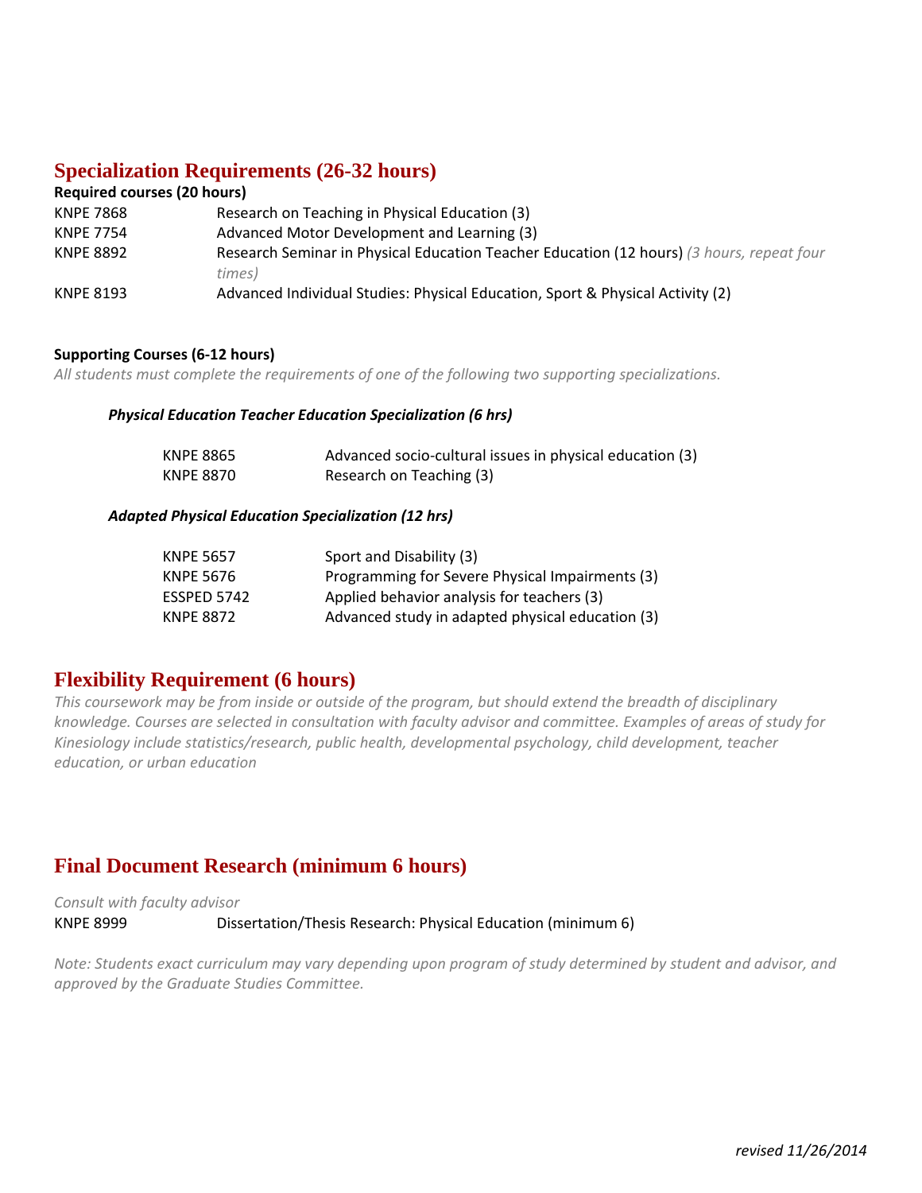## Specialization Requirements (26-32 hours)

**Required courses (20 hours)**

| | |
|---|---|
| KNPE 7868 | Research on Teaching in Physical Education (3) |
| KNPE 7754 | Advanced Motor Development and Learning (3) |
| KNPE 8892 | Research Seminar in Physical Education Teacher Education (12 hours) *(3 hours, repeat four times)* |
| KNPE 8193 | Advanced Individual Studies: Physical Education, Sport & Physical Activity (2) |

**Supporting Courses (6-12 hours)**

*All students must complete the requirements of one of the following two supporting specializations.*

***Physical Education Teacher Education Specialization (6 hrs)***

| | |
|---|---|
| KNPE 8865 | Advanced socio-cultural issues in physical education (3) |
| KNPE 8870 | Research on Teaching (3) |

***Adapted Physical Education Specialization (12 hrs)***

| | |
|---|---|
| KNPE 5657 | Sport and Disability (3) |
| KNPE 5676 | Programming for Severe Physical Impairments (3) |
| ESSPED 5742 | Applied behavior analysis for teachers (3) |
| KNPE 8872 | Advanced study in adapted physical education (3) |

## Flexibility Requirement (6 hours)

*This coursework may be from inside or outside of the program, but should extend the breadth of disciplinary knowledge. Courses are selected in consultation with faculty advisor and committee. Examples of areas of study for Kinesiology include statistics/research, public health, developmental psychology, child development, teacher education, or urban education*

## Final Document Research (minimum 6 hours)

*Consult with faculty advisor*

| | |
|---|---|
| KNPE 8999 | Dissertation/Thesis Research: Physical Education (minimum 6) |

*Note: Students exact curriculum may vary depending upon program of study determined by student and advisor, and approved by the Graduate Studies Committee.*

*revised 11/26/2014*